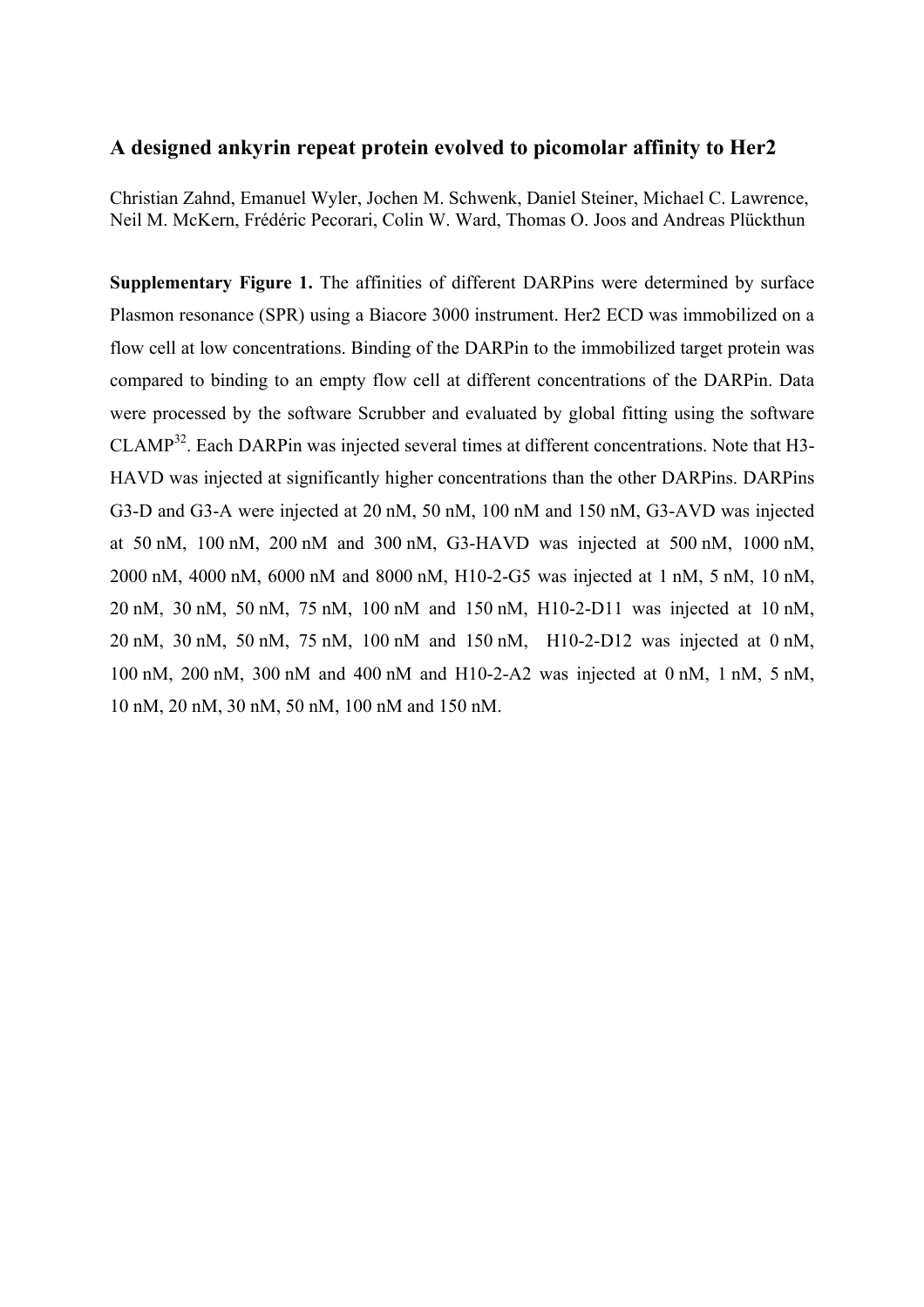# A designed ankyrin repeat protein evolved to picomolar affinity to Her2

Christian Zahnd, Emanuel Wyler, Jochen M. Schwenk, Daniel Steiner, Michael C. Lawrence, Neil M. McKern, Frédéric Pecorari, Colin W. Ward, Thomas O. Joos and Andreas Plückthun

**Supplementary Figure 1.** The affinities of different DARPins were determined by surface Plasmon resonance (SPR) using a Biacore 3000 instrument. Her2 ECD was immobilized on a flow cell at low concentrations. Binding of the DARPin to the immobilized target protein was compared to binding to an empty flow cell at different concentrations of the DARPin. Data were processed by the software Scrubber and evaluated by global fitting using the software CLAMP[32]. Each DARPin was injected several times at different concentrations. Note that H3-HAVD was injected at significantly higher concentrations than the other DARPins. DARPins G3-D and G3-A were injected at 20 nM, 50 nM, 100 nM and 150 nM, G3-AVD was injected at 50 nM, 100 nM, 200 nM and 300 nM, G3-HAVD was injected at 500 nM, 1000 nM, 2000 nM, 4000 nM, 6000 nM and 8000 nM, H10-2-G5 was injected at 1 nM, 5 nM, 10 nM, 20 nM, 30 nM, 50 nM, 75 nM, 100 nM and 150 nM, H10-2-D11 was injected at 10 nM, 20 nM, 30 nM, 50 nM, 75 nM, 100 nM and 150 nM, H10-2-D12 was injected at 0 nM, 100 nM, 200 nM, 300 nM and 400 nM and H10-2-A2 was injected at 0 nM, 1 nM, 5 nM, 10 nM, 20 nM, 30 nM, 50 nM, 100 nM and 150 nM.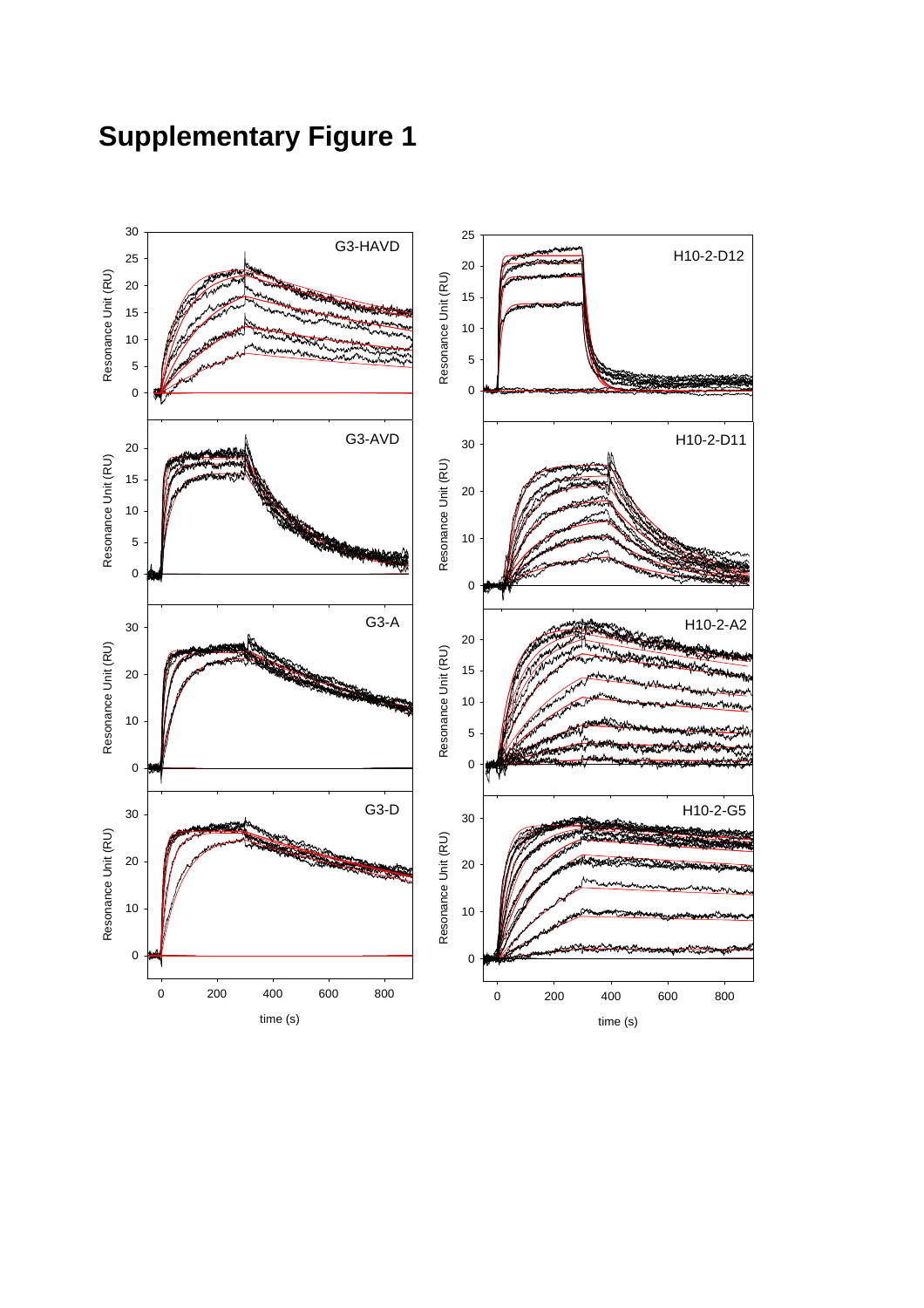# Supplementary Figure 1

G3-HAVD

G3-AVD

G3-A

G3-D

H10-2-D12

H10-2-D11

H10-2-A2

H10-2-G5

Resonance Unit (RU)

time (s)